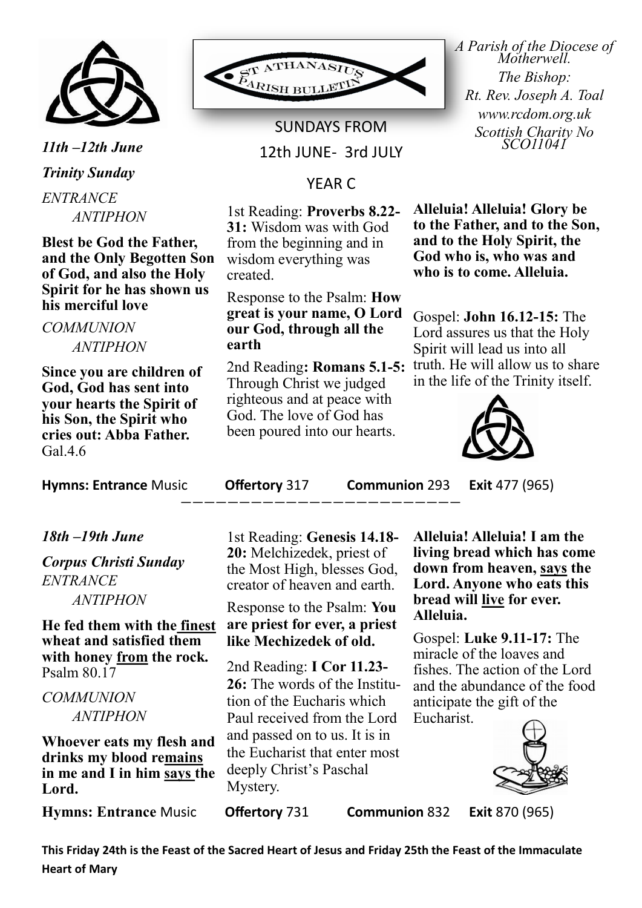ST ATHANASIUS PARISH BULLETIN

*A Parish of the Diocese of Motherwell.*
*The Bishop:*
*Rt. Rev. Joseph A. Toal*
*www.rcdom.org.uk*
*Scottish Charity No SCO11041*

SUNDAYS FROM
12th JUNE- 3rd JULY

YEAR C

*11th –12th June*

*Trinity Sunday*

*ENTRANCE ANTIPHON*

**Blest be God the Father, and the Only Begotten Son of God, and also the Holy Spirit for he has shown us his merciful love**

*COMMUNION ANTIPHON*

**Since you are children of God, God has sent into your hearts the Spirit of his Son, the Spirit who cries out: Abba Father.** Gal.4.6

1st Reading: **Proverbs 8.22-31:** Wisdom was with God from the beginning and in wisdom everything was created.

Response to the Psalm: **How great is your name, O Lord our God, through all the earth**

2nd Reading**: Romans 5.1-5:** Through Christ we judged righteous and at peace with God. The love of God has been poured into our hearts.

**Alleluia! Alleluia! Glory be to the Father, and to the Son, and to the Holy Spirit, the God who is, who was and who is to come. Alleluia.**

Gospel: **John 16.12-15:** The Lord assures us that the Holy Spirit will lead us into all truth. He will allow us to share in the life of the Trinity itself.

**Hymns: Entrance** Music **Offertory** 317 **Communion** 293 **Exit** 477 (965)

---

*18th –19th June*

*Corpus Christi Sunday*

*ENTRANCE ANTIPHON*

**He fed them with the finest wheat and satisfied them with honey from the rock.** Psalm 80.17

*COMMUNION ANTIPHON*

**Whoever eats my flesh and drinks my blood remains in me and I in him says the Lord.**

1st Reading: **Genesis 14.18-20:** Melchizedek, priest of the Most High, blesses God, creator of heaven and earth.

Response to the Psalm: **You are priest for ever, a priest like Mechizedek of old.**

2nd Reading: **I Cor 11.23-26:** The words of the Institution of the Eucharis which Paul received from the Lord and passed on to us. It is in the Eucharist that enter most deeply Christ's Paschal Mystery.

**Alleluia! Alleluia! I am the living bread which has come down from heaven, says the Lord. Anyone who eats this bread will live for ever. Alleluia.**

Gospel: **Luke 9.11-17:** The miracle of the loaves and fishes. The action of the Lord and the abundance of the food anticipate the gift of the Eucharist.

**Hymns: Entrance** Music **Offertory** 731 **Communion** 832 **Exit** 870 (965)

**This Friday 24th is the Feast of the Sacred Heart of Jesus and Friday 25th the Feast of the Immaculate Heart of Mary**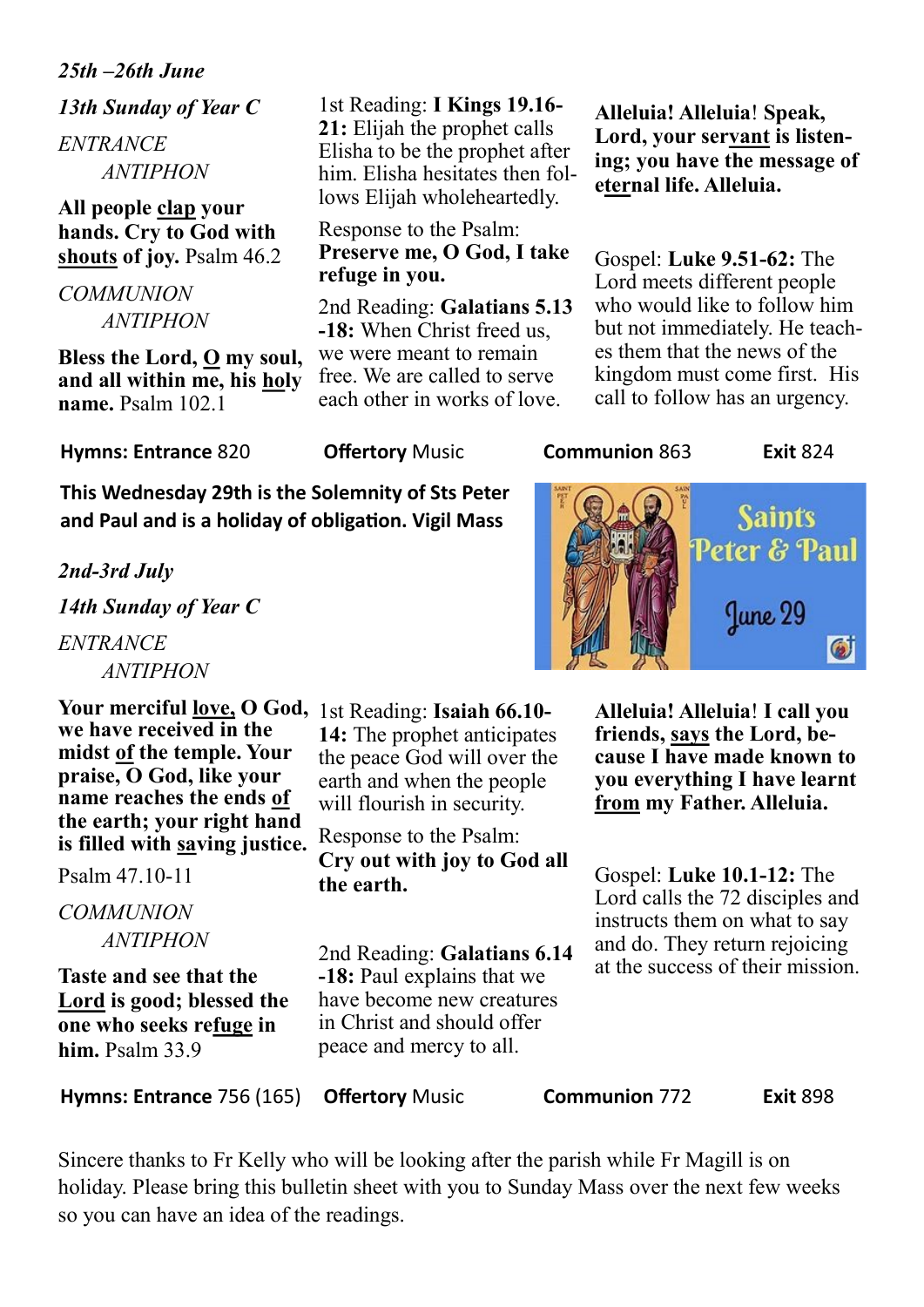*25th –26th June*

*13th Sunday of Year C*

*ENTRANCE ANTIPHON*

**All people clap your hands. Cry to God with shouts of joy.** Psalm 46.2

*COMMUNION ANTIPHON*

**Bless the Lord, O my soul, and all within me, his holy name.** Psalm 102.1

1st Reading: **I Kings 19.16-21:** Elijah the prophet calls Elisha to be the prophet after him. Elisha hesitates then follows Elijah wholeheartedly.

Response to the Psalm: **Preserve me, O God, I take refuge in you.**

2nd Reading: **Galatians 5.13-18:** When Christ freed us, we were meant to remain free. We are called to serve each other in works of love.

**Alleluia! Alleluia! Speak, Lord, your servant is listening; you have the message of eternal life. Alleluia.**

Gospel: **Luke 9.51-62:** The Lord meets different people who would like to follow him but not immediately. He teaches them that the news of the kingdom must come first. His call to follow has an urgency.

**Hymns: Entrance** 820 **Offertory** Music **Communion** 863 **Exit** 824

**This Wednesday 29th is the Solemnity of Sts Peter and Paul and is a holiday of obligation. Vigil Mass**

Saints Peter & Paul June 29

*2nd-3rd July*

*14th Sunday of Year C*

*ENTRANCE ANTIPHON*

**Your merciful love, O God, we have received in the midst of the temple. Your praise, O God, like your name reaches the ends of the earth; your right hand is filled with saving justice.**

Psalm 47.10-11

*COMMUNION ANTIPHON*

**Taste and see that the Lord is good; blessed the one who seeks refuge in him.** Psalm 33.9

1st Reading: **Isaiah 66.10-14:** The prophet anticipates the peace God will over the earth and when the people will flourish in security.

Response to the Psalm: **Cry out with joy to God all the earth.**

2nd Reading: **Galatians 6.14-18:** Paul explains that we have become new creatures in Christ and should offer peace and mercy to all.

**Alleluia! Alleluia! I call you friends, says the Lord, because I have made known to you everything I have learnt from my Father. Alleluia.**

Gospel: **Luke 10.1-12:** The Lord calls the 72 disciples and instructs them on what to say and do. They return rejoicing at the success of their mission.

**Hymns: Entrance** 756 (165) **Offertory** Music **Communion** 772 **Exit** 898

Sincere thanks to Fr Kelly who will be looking after the parish while Fr Magill is on holiday. Please bring this bulletin sheet with you to Sunday Mass over the next few weeks so you can have an idea of the readings.